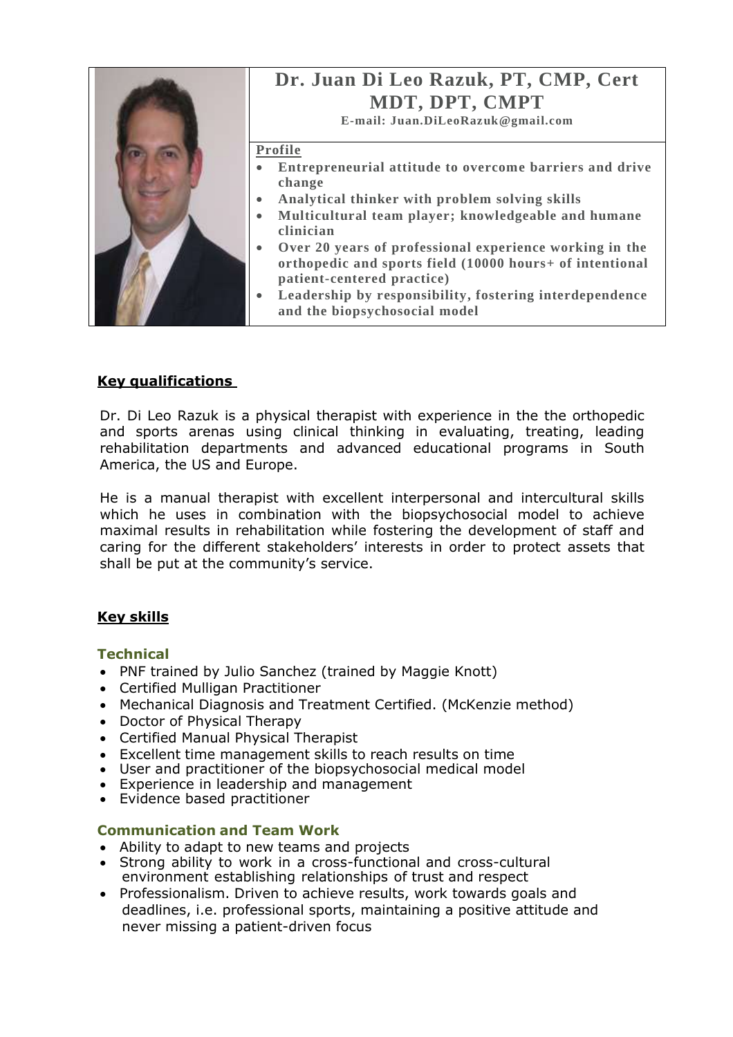# Dr. Juan Di Leo Razuk, PT, CMP, Cert MDT, DPT, CMPT

**E-mail: Juan.DiLeoRazuk@gmail.com**

**Profile**

- **Entrepreneurial attitude to overcome barriers and drive change**
- **Analytical thinker with problem solving skills**
- **Multicultural team player; knowledgeable and humane clinician**
- **Over 20 years of professional experience working in the orthopedic and sports field (10000 hours+ of intentional patient-centered practice)**
- **Leadership by responsibility, fostering interdependence and the biopsychosocial model**

## Key qualifications

Dr. Di Leo Razuk is a physical therapist with experience in the the orthopedic and sports arenas using clinical thinking in evaluating, treating, leading rehabilitation departments and advanced educational programs in South America, the US and Europe.

He is a manual therapist with excellent interpersonal and intercultural skills which he uses in combination with the biopsychosocial model to achieve maximal results in rehabilitation while fostering the development of staff and caring for the different stakeholders' interests in order to protect assets that shall be put at the community's service.

## Key skills

### Technical

- PNF trained by Julio Sanchez (trained by Maggie Knott)
- Certified Mulligan Practitioner
- Mechanical Diagnosis and Treatment Certified. (McKenzie method)
- Doctor of Physical Therapy
- Certified Manual Physical Therapist
- Excellent time management skills to reach results on time
- User and practitioner of the biopsychosocial medical model
- Experience in leadership and management
- Evidence based practitioner

### Communication and Team Work

- Ability to adapt to new teams and projects
- Strong ability to work in a cross-functional and cross-cultural environment establishing relationships of trust and respect
- Professionalism. Driven to achieve results, work towards goals and deadlines, i.e. professional sports, maintaining a positive attitude and never missing a patient-driven focus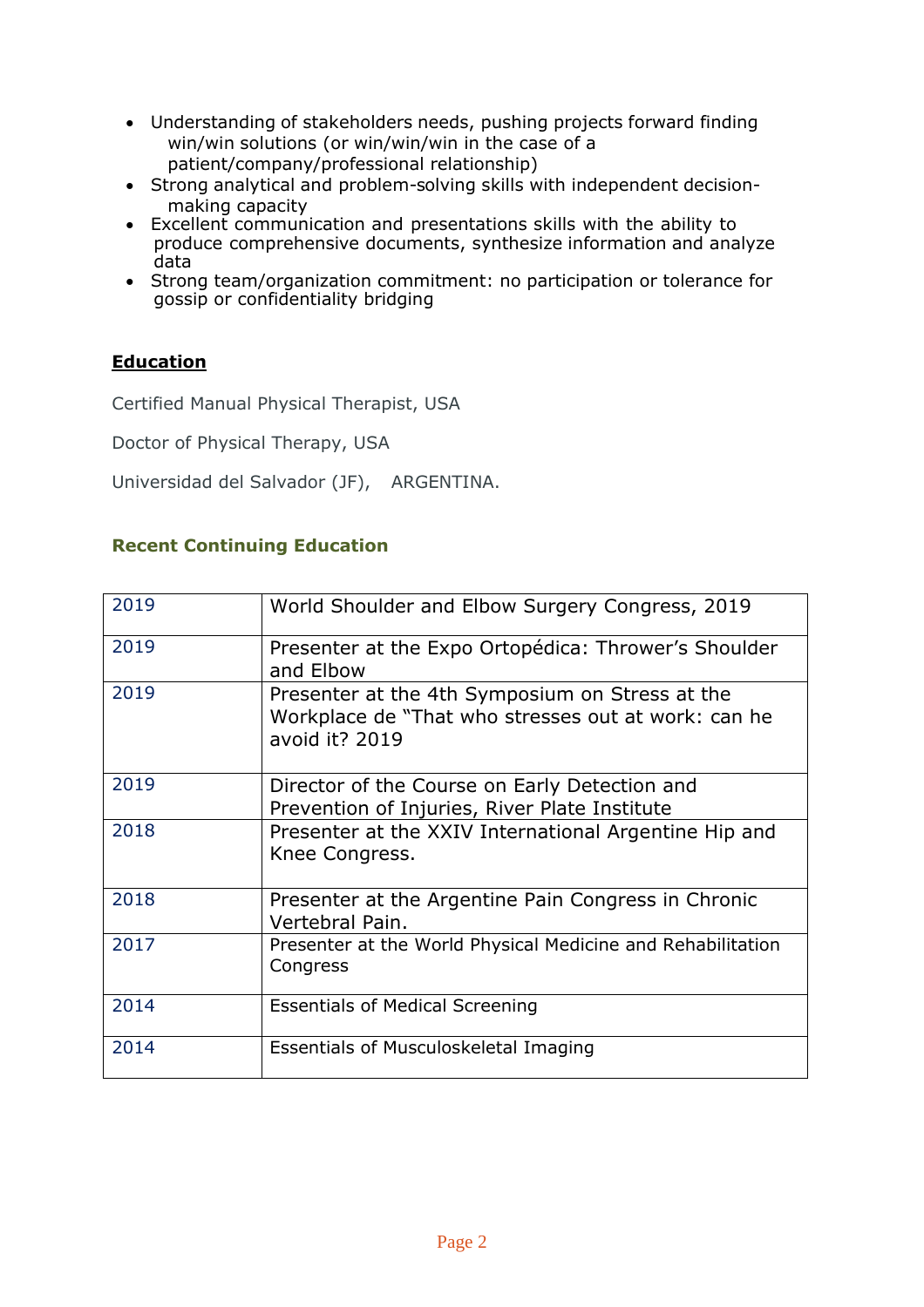- Understanding of stakeholders needs, pushing projects forward finding win/win solutions (or win/win/win in the case of a patient/company/professional relationship)
- Strong analytical and problem-solving skills with independent decision-making capacity
- Excellent communication and presentations skills with the ability to produce comprehensive documents, synthesize information and analyze data
- Strong team/organization commitment: no participation or tolerance for gossip or confidentiality bridging

## Education

Certified Manual Physical Therapist, USA

Doctor of Physical Therapy, USA

Universidad del Salvador (JF), ARGENTINA.

### Recent Continuing Education

| | |
|---|---|
| 2019 | World Shoulder and Elbow Surgery Congress, 2019 |
| 2019 | Presenter at the Expo Ortopédica: Thrower's Shoulder and Elbow |
| 2019 | Presenter at the 4th Symposium on Stress at the Workplace de "That who stresses out at work: can he avoid it? 2019 |
| 2019 | Director of the Course on Early Detection and Prevention of Injuries, River Plate Institute |
| 2018 | Presenter at the XXIV International Argentine Hip and Knee Congress. |
| 2018 | Presenter at the Argentine Pain Congress in Chronic Vertebral Pain. |
| 2017 | Presenter at the World Physical Medicine and Rehabilitation Congress |
| 2014 | Essentials of Medical Screening |
| 2014 | Essentials of Musculoskeletal Imaging |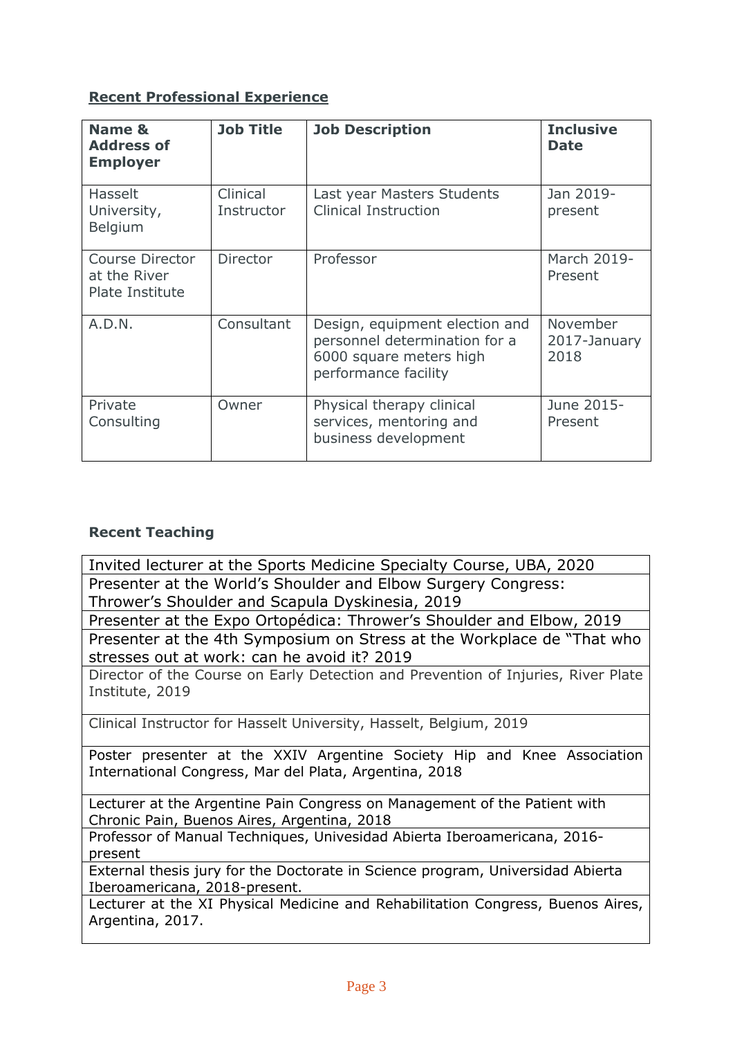**Recent Professional Experience**

| Name & Address of Employer | Job Title | Job Description | Inclusive Date |
|---|---|---|---|
| Hasselt University, Belgium | Clinical Instructor | Last year Masters Students Clinical Instruction | Jan 2019-present |
| Course Director at the River Plate Institute | Director | Professor | March 2019-Present |
| A.D.N. | Consultant | Design, equipment election and personnel determination for a 6000 square meters high performance facility | November 2017-January 2018 |
| Private Consulting | Owner | Physical therapy clinical services, mentoring and business development | June 2015-Present |

**Recent Teaching**

| |
|---|
| Invited lecturer at the Sports Medicine Specialty Course, UBA, 2020 |
| Presenter at the World's Shoulder and Elbow Surgery Congress: Thrower's Shoulder and Scapula Dyskinesia, 2019 |
| Presenter at the Expo Ortopédica: Thrower's Shoulder and Elbow, 2019 |
| Presenter at the 4th Symposium on Stress at the Workplace de "That who stresses out at work: can he avoid it? 2019 |
| Director of the Course on Early Detection and Prevention of Injuries, River Plate Institute, 2019 |
| Clinical Instructor for Hasselt University, Hasselt, Belgium, 2019 |
| Poster presenter at the XXIV Argentine Society Hip and Knee Association International Congress, Mar del Plata, Argentina, 2018 |
| Lecturer at the Argentine Pain Congress on Management of the Patient with Chronic Pain, Buenos Aires, Argentina, 2018 |
| Professor of Manual Techniques, Univesidad Abierta Iberoamericana, 2016-present |
| External thesis jury for the Doctorate in Science program, Universidad Abierta Iberoamericana, 2018-present. |
| Lecturer at the XI Physical Medicine and Rehabilitation Congress, Buenos Aires, Argentina, 2017. |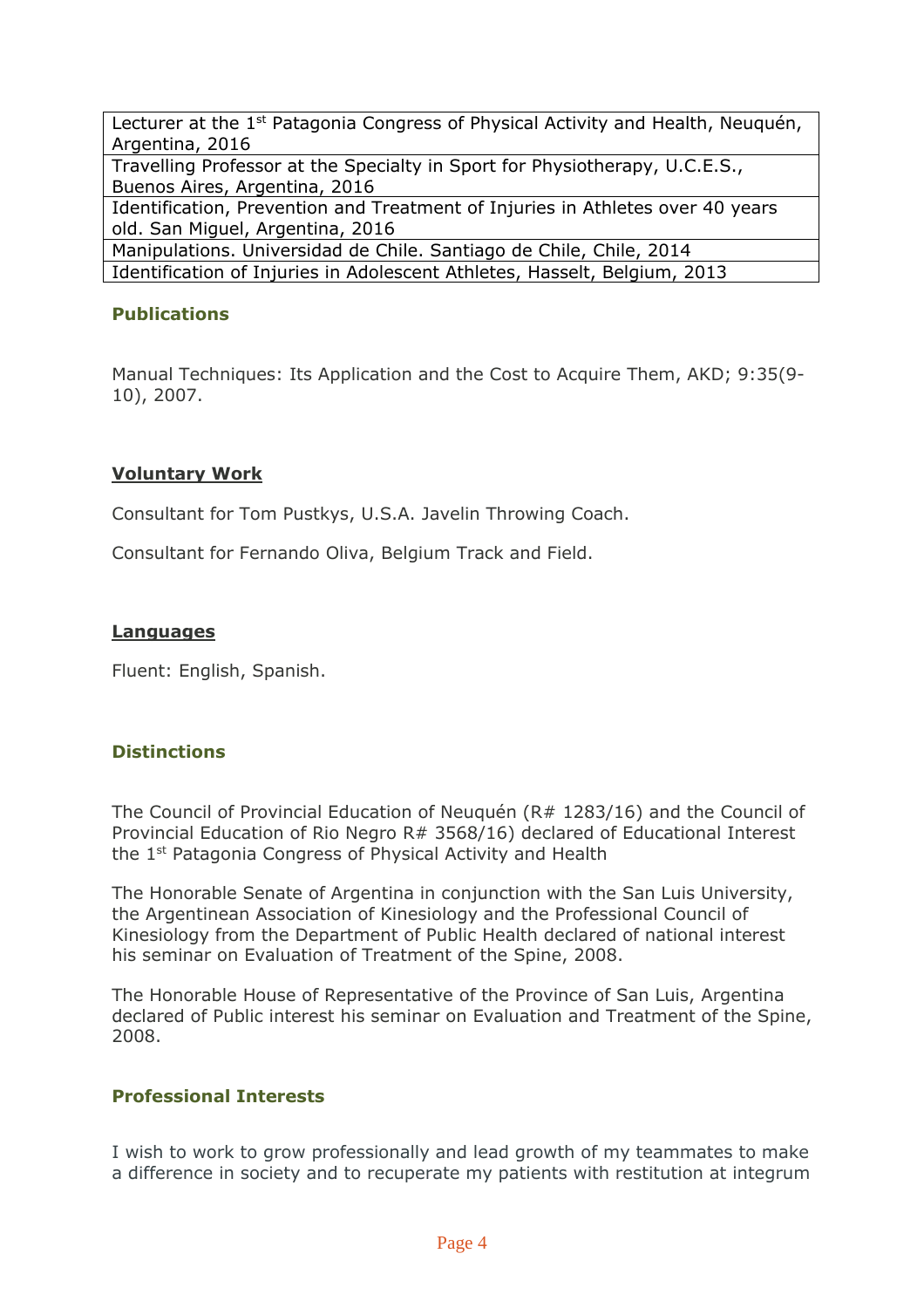| |
|---|
| Lecturer at the 1st Patagonia Congress of Physical Activity and Health, Neuquén, Argentina, 2016 |
| Travelling Professor at the Specialty in Sport for Physiotherapy, U.C.E.S., Buenos Aires, Argentina, 2016 |
| Identification, Prevention and Treatment of Injuries in Athletes over 40 years old. San Miguel, Argentina, 2016 |
| Manipulations. Universidad de Chile. Santiago de Chile, Chile, 2014 |
| Identification of Injuries in Adolescent Athletes, Hasselt, Belgium, 2013 |

## Publications

Manual Techniques: Its Application and the Cost to Acquire Them, AKD; 9:35(9-10), 2007.

## Voluntary Work

Consultant for Tom Pustkys, U.S.A. Javelin Throwing Coach.

Consultant for Fernando Oliva, Belgium Track and Field.

## Languages

Fluent: English, Spanish.

## Distinctions

The Council of Provincial Education of Neuquén (R# 1283/16) and the Council of Provincial Education of Rio Negro R# 3568/16) declared of Educational Interest the 1st Patagonia Congress of Physical Activity and Health

The Honorable Senate of Argentina in conjunction with the San Luis University, the Argentinean Association of Kinesiology and the Professional Council of Kinesiology from the Department of Public Health declared of national interest his seminar on Evaluation of Treatment of the Spine, 2008.

The Honorable House of Representative of the Province of San Luis, Argentina declared of Public interest his seminar on Evaluation and Treatment of the Spine, 2008.

## Professional Interests

I wish to work to grow professionally and lead growth of my teammates to make a difference in society and to recuperate my patients with restitution at integrum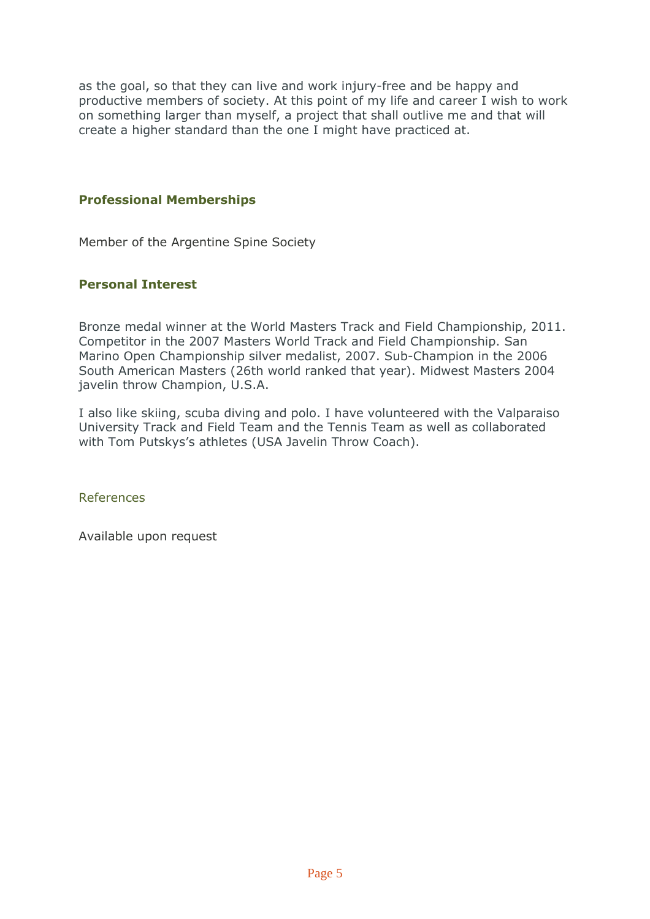as the goal, so that they can live and work injury-free and be happy and productive members of society. At this point of my life and career I wish to work on something larger than myself, a project that shall outlive me and that will create a higher standard than the one I might have practiced at.

## Professional Memberships

Member of the Argentine Spine Society

## Personal Interest

Bronze medal winner at the World Masters Track and Field Championship, 2011. Competitor in the 2007 Masters World Track and Field Championship. San Marino Open Championship silver medalist, 2007. Sub-Champion in the 2006 South American Masters (26th world ranked that year). Midwest Masters 2004 javelin throw Champion, U.S.A.

I also like skiing, scuba diving and polo. I have volunteered with the Valparaiso University Track and Field Team and the Tennis Team as well as collaborated with Tom Putskys's athletes (USA Javelin Throw Coach).

## References

Available upon request